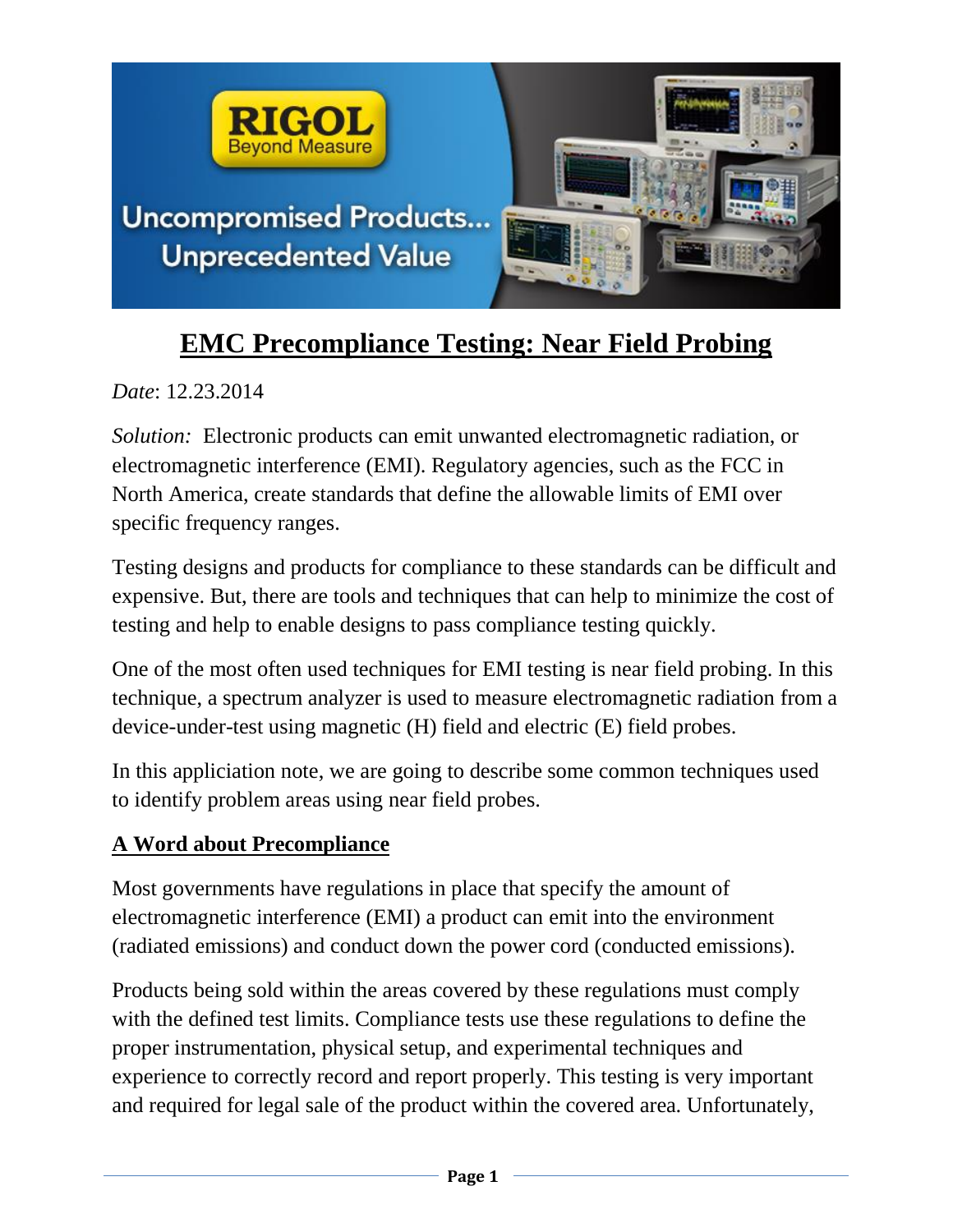# EMC Precompliance Testing: Near Field Probing

*Date*: 12.23.2014

*Solution:* Electronic products can emit unwanted electromagnetic radiation, or electromagnetic interference (EMI). Regulatory agencies, such as the FCC in North America, create standards that define the allowable limits of EMI over specific frequency ranges.

Testing designs and products for compliance to these standards can be difficult and expensive. But, there are tools and techniques that can help to minimize the cost of testing and help to enable designs to pass compliance testing quickly.

One of the most often used techniques for EMI testing is near field probing. In this technique, a spectrum analyzer is used to measure electromagnetic radiation from a device-under-test using magnetic (H) field and electric (E) field probes.

In this appliciation note, we are going to describe some common techniques used to identify problem areas using near field probes.

## A Word about Precompliance

Most governments have regulations in place that specify the amount of electromagnetic interference (EMI) a product can emit into the environment (radiated emissions) and conduct down the power cord (conducted emissions).

Products being sold within the areas covered by these regulations must comply with the defined test limits. Compliance tests use these regulations to define the proper instrumentation, physical setup, and experimental techniques and experience to correctly record and report properly. This testing is very important and required for legal sale of the product within the covered area. Unfortunately,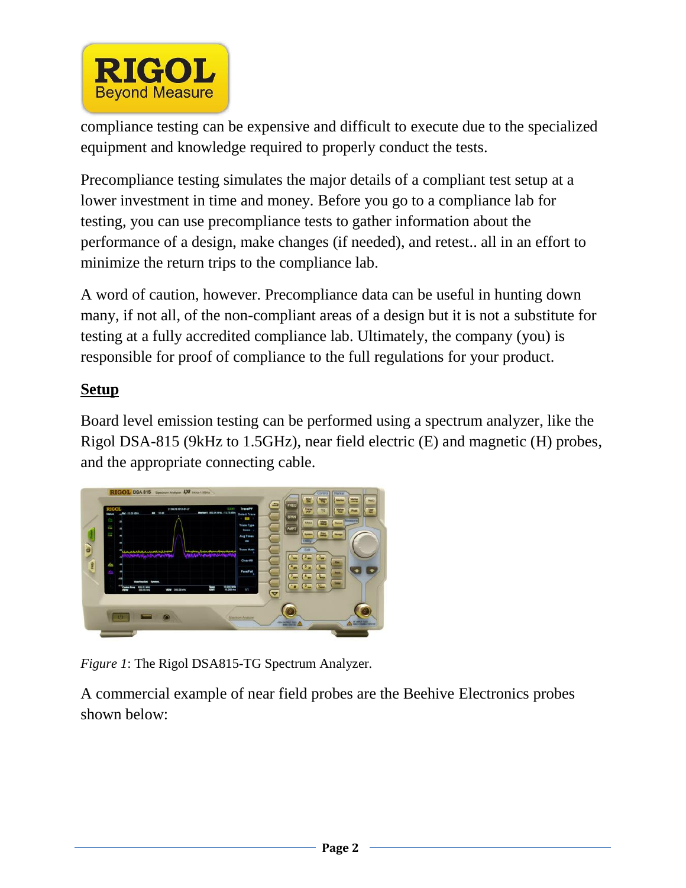compliance testing can be expensive and difficult to execute due to the specialized equipment and knowledge required to properly conduct the tests.

Precompliance testing simulates the major details of a compliant test setup at a lower investment in time and money. Before you go to a compliance lab for testing, you can use precompliance tests to gather information about the performance of a design, make changes (if needed), and retest.. all in an effort to minimize the return trips to the compliance lab.

A word of caution, however. Precompliance data can be useful in hunting down many, if not all, of the non-compliant areas of a design but it is not a substitute for testing at a fully accredited compliance lab. Ultimately, the company (you) is responsible for proof of compliance to the full regulations for your product.

## Setup

Board level emission testing can be performed using a spectrum analyzer, like the Rigol DSA-815 (9kHz to 1.5GHz), near field electric (E) and magnetic (H) probes, and the appropriate connecting cable.

*Figure 1*: The Rigol DSA815-TG Spectrum Analyzer.

A commercial example of near field probes are the Beehive Electronics probes shown below: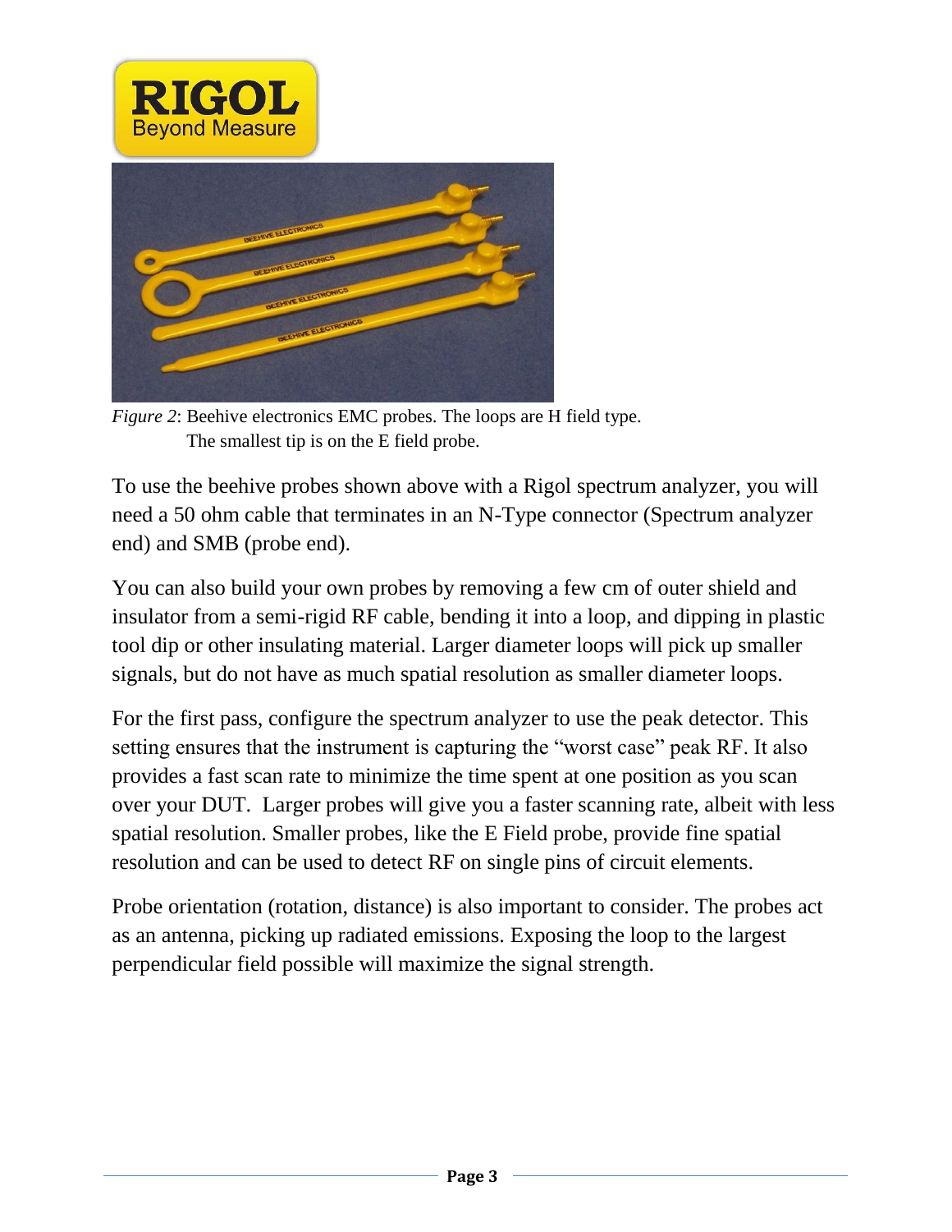*Figure 2*: Beehive electronics EMC probes. The loops are H field type. The smallest tip is on the E field probe.

To use the beehive probes shown above with a Rigol spectrum analyzer, you will need a 50 ohm cable that terminates in an N-Type connector (Spectrum analyzer end) and SMB (probe end).

You can also build your own probes by removing a few cm of outer shield and insulator from a semi-rigid RF cable, bending it into a loop, and dipping in plastic tool dip or other insulating material. Larger diameter loops will pick up smaller signals, but do not have as much spatial resolution as smaller diameter loops.

For the first pass, configure the spectrum analyzer to use the peak detector. This setting ensures that the instrument is capturing the "worst case" peak RF. It also provides a fast scan rate to minimize the time spent at one position as you scan over your DUT. Larger probes will give you a faster scanning rate, albeit with less spatial resolution. Smaller probes, like the E Field probe, provide fine spatial resolution and can be used to detect RF on single pins of circuit elements.

Probe orientation (rotation, distance) is also important to consider. The probes act as an antenna, picking up radiated emissions. Exposing the loop to the largest perpendicular field possible will maximize the signal strength.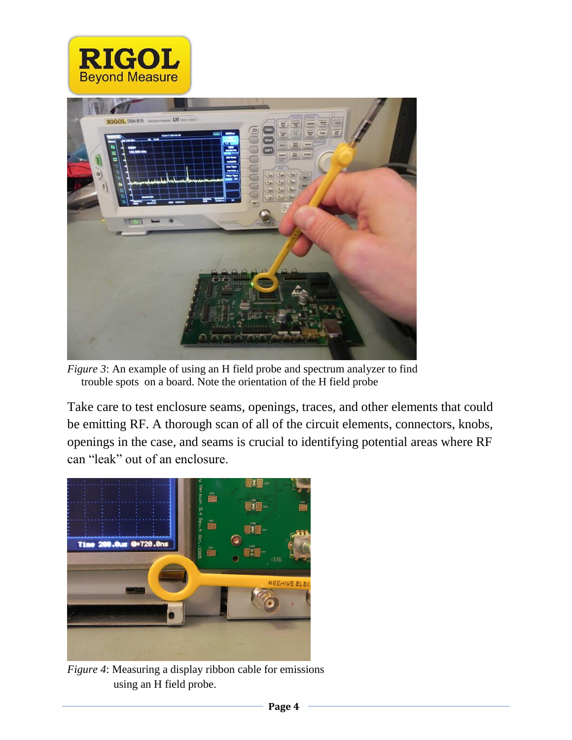*Figure 3*: An example of using an H field probe and spectrum analyzer to find trouble spots on a board. Note the orientation of the H field probe

Take care to test enclosure seams, openings, traces, and other elements that could be emitting RF. A thorough scan of all of the circuit elements, connectors, knobs, openings in the case, and seams is crucial to identifying potential areas where RF can "leak" out of an enclosure.

*Figure 4*: Measuring a display ribbon cable for emissions using an H field probe.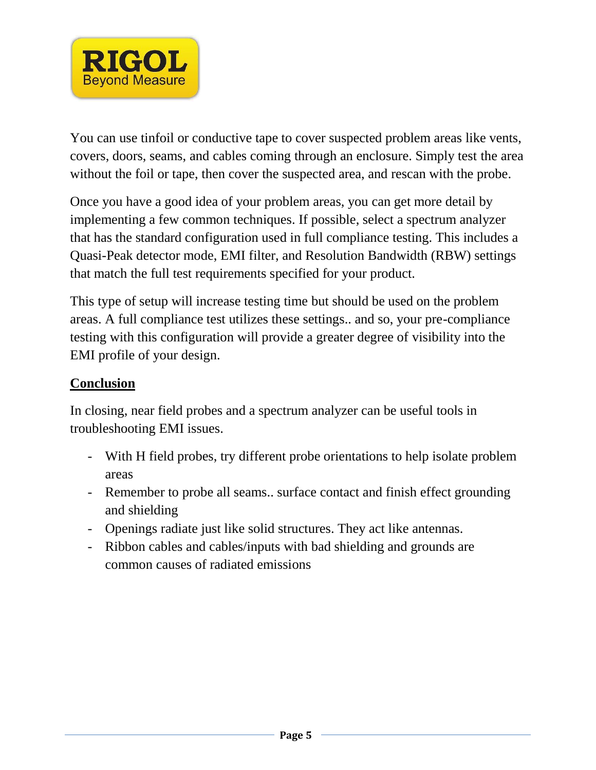You can use tinfoil or conductive tape to cover suspected problem areas like vents, covers, doors, seams, and cables coming through an enclosure. Simply test the area without the foil or tape, then cover the suspected area, and rescan with the probe.

Once you have a good idea of your problem areas, you can get more detail by implementing a few common techniques. If possible, select a spectrum analyzer that has the standard configuration used in full compliance testing. This includes a Quasi-Peak detector mode, EMI filter, and Resolution Bandwidth (RBW) settings that match the full test requirements specified for your product.

This type of setup will increase testing time but should be used on the problem areas. A full compliance test utilizes these settings.. and so, your pre-compliance testing with this configuration will provide a greater degree of visibility into the EMI profile of your design.

## Conclusion

In closing, near field probes and a spectrum analyzer can be useful tools in troubleshooting EMI issues.

- With H field probes, try different probe orientations to help isolate problem areas
- Remember to probe all seams.. surface contact and finish effect grounding and shielding
- Openings radiate just like solid structures. They act like antennas.
- Ribbon cables and cables/inputs with bad shielding and grounds are common causes of radiated emissions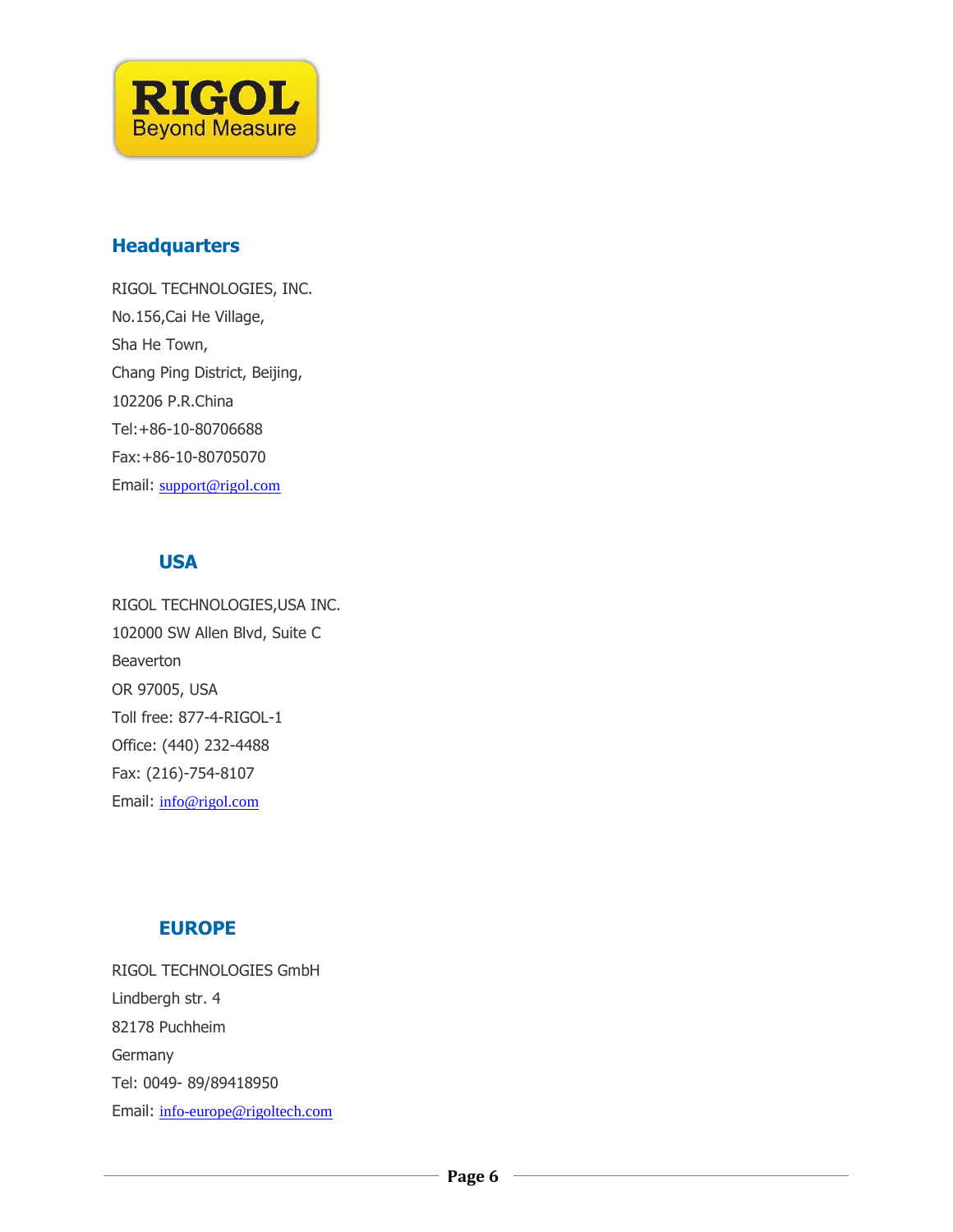RIGOL
Beyond Measure

## Headquarters

RIGOL TECHNOLOGIES, INC.
No.156,Cai He Village,
Sha He Town,
Chang Ping District, Beijing,
102206 P.R.China
Tel:+86-10-80706688
Fax:+86-10-80705070
Email: support@rigol.com

## USA

RIGOL TECHNOLOGIES,USA INC.
102000 SW Allen Blvd, Suite C
Beaverton
OR 97005, USA
Toll free: 877-4-RIGOL-1
Office: (440) 232-4488
Fax: (216)-754-8107
Email: info@rigol.com

## EUROPE

RIGOL TECHNOLOGIES GmbH
Lindbergh str. 4
82178 Puchheim
Germany
Tel: 0049- 89/89418950
Email: info-europe@rigoltech.com